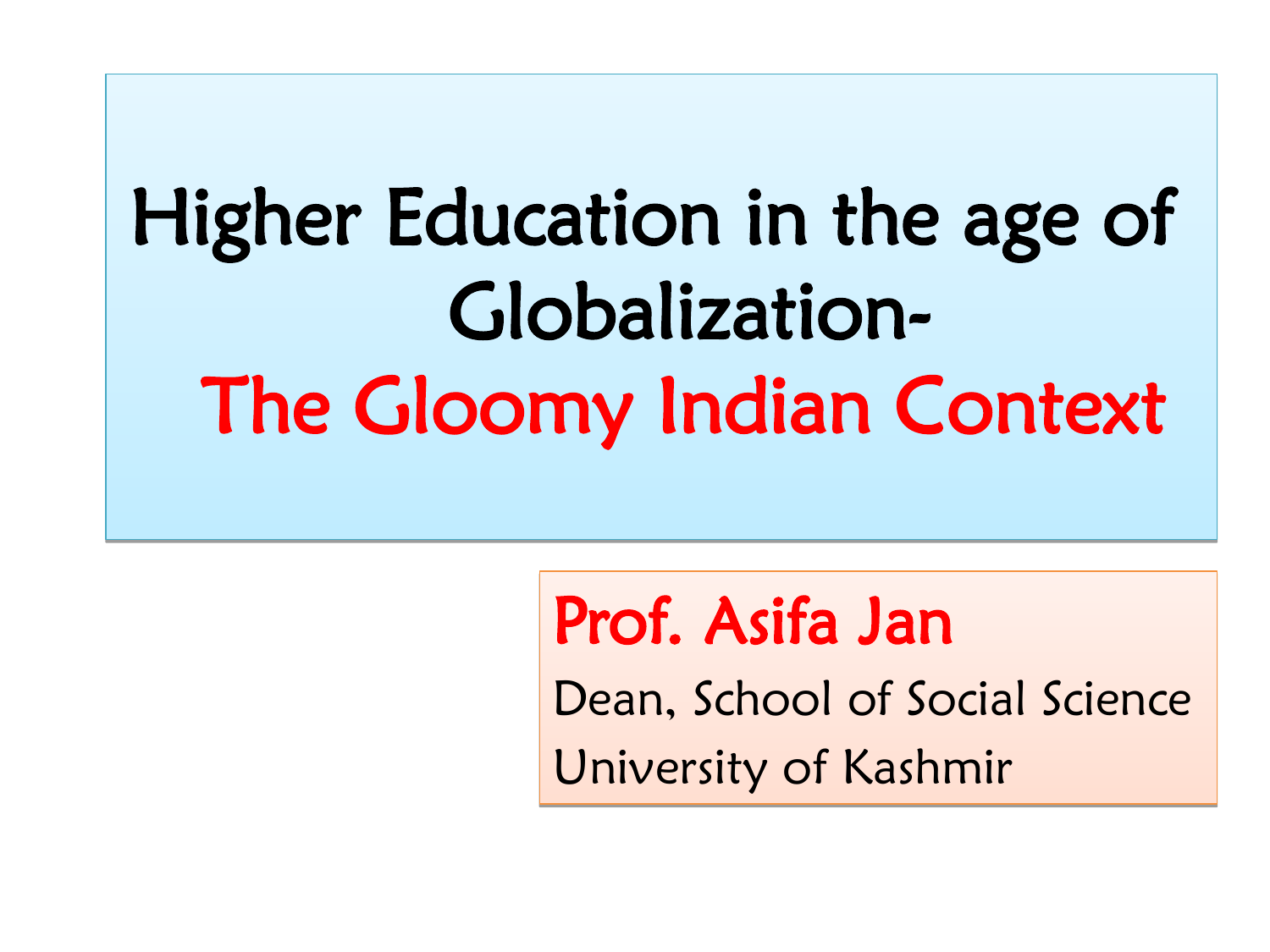# Higher Education in the age of Globalization- The Gloomy Indian Context

**Prof. Asifa Jan**

Dean, School of Social Science

University of Kashmir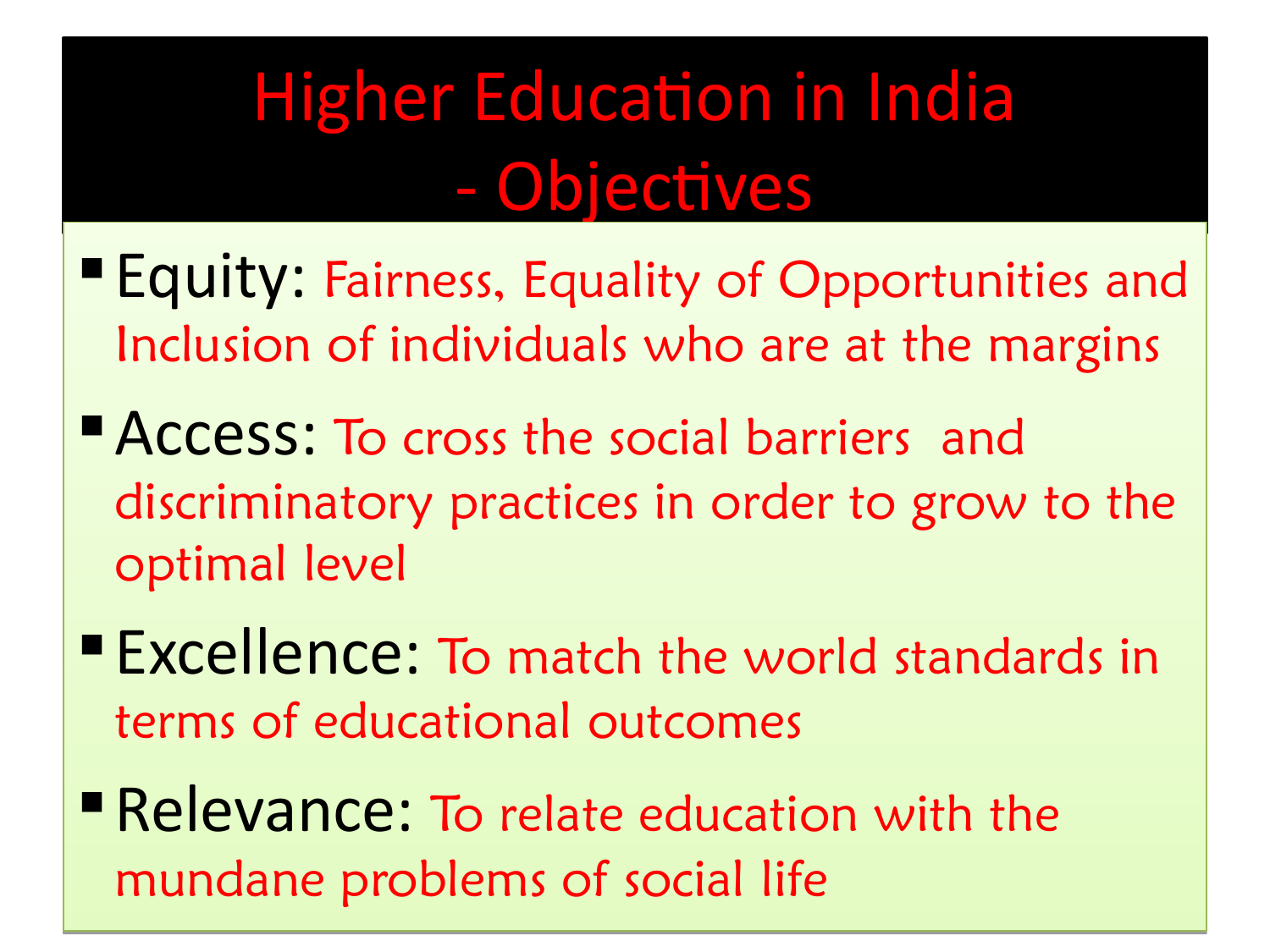# Higher Education in India - Objectives

- Equity: Fairness, Equality of Opportunities and Inclusion of individuals who are at the margins
- Access: To cross the social barriers and discriminatory practices in order to grow to the optimal level
- Excellence: To match the world standards in terms of educational outcomes
- Relevance: To relate education with the mundane problems of social life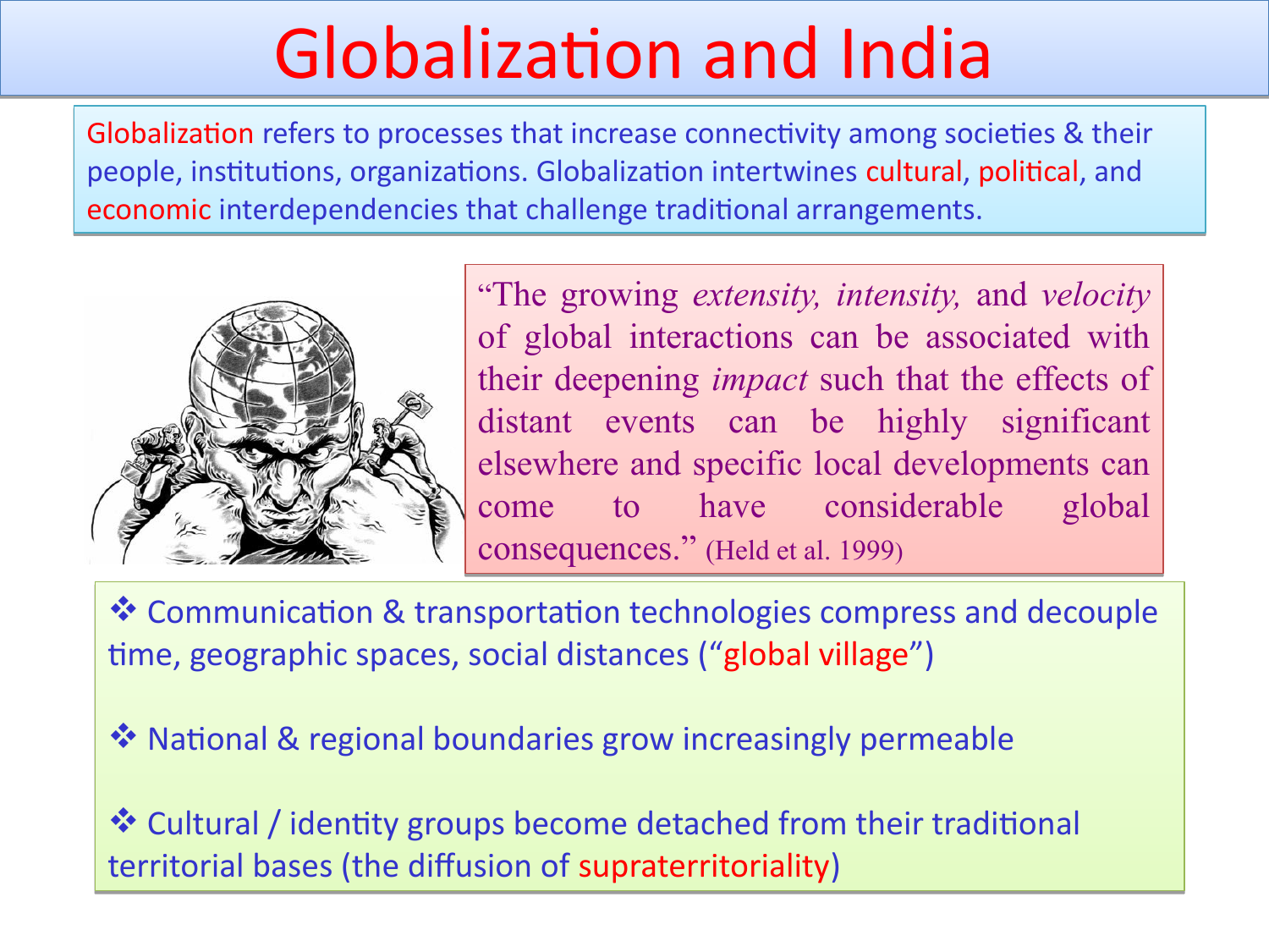# Globalization and India

Globalization refers to processes that increase connectivity among societies & their people, institutions, organizations. Globalization intertwines cultural, political, and economic interdependencies that challenge traditional arrangements.

"The growing *extensity, intensity,* and *velocity* of global interactions can be associated with their deepening *impact* such that the effects of distant events can be highly significant elsewhere and specific local developments can come to have considerable global consequences." (Held et al. 1999)

- ❖ Communication & transportation technologies compress and decouple time, geographic spaces, social distances ("global village")
- ❖ National & regional boundaries grow increasingly permeable
- ❖ Cultural / identity groups become detached from their traditional territorial bases (the diffusion of supraterritoriality)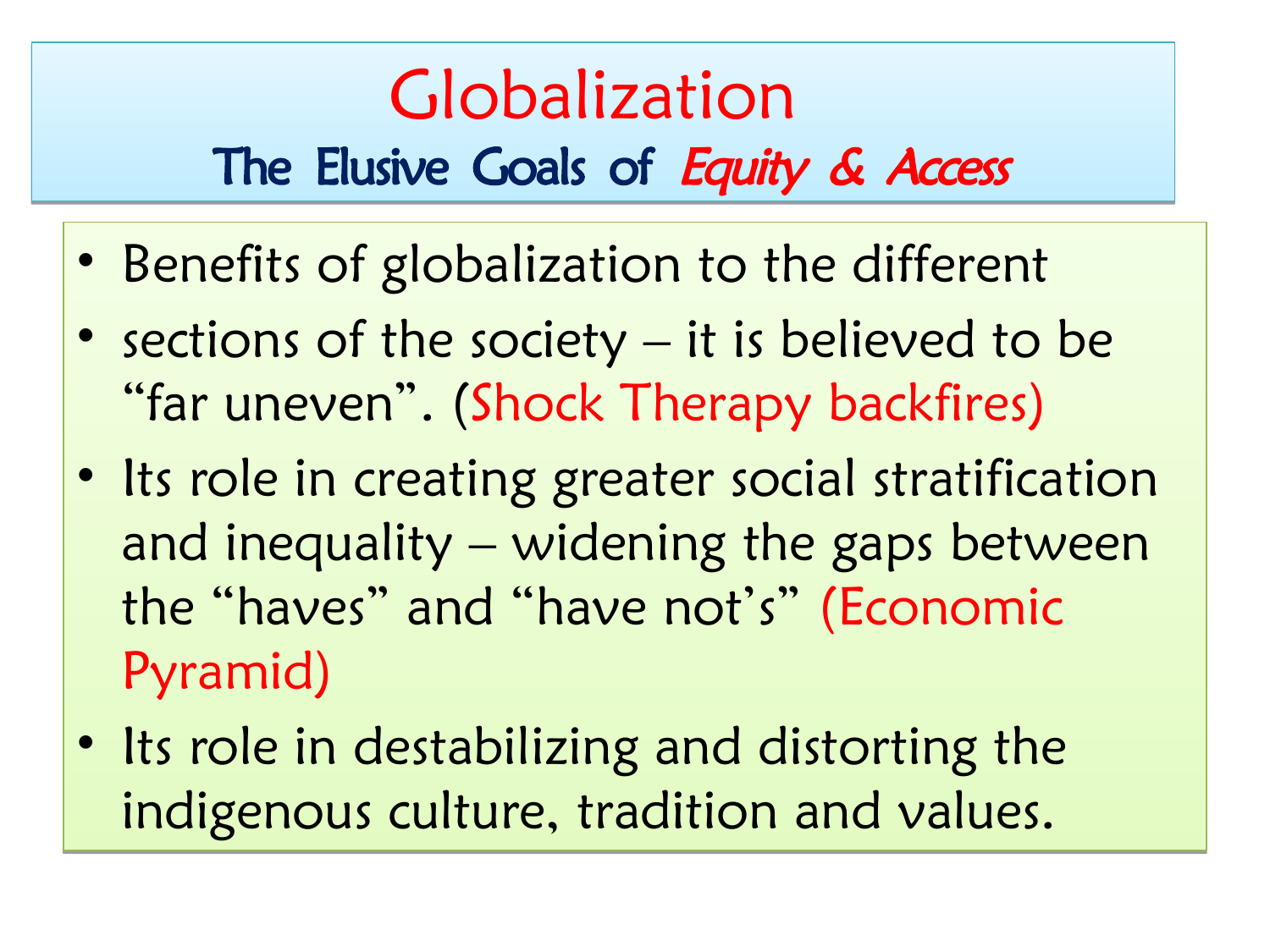# Globalization

## The Elusive Goals of *Equity & Access*

- Benefits of globalization to the different
- sections of the society – it is believed to be "far uneven". (Shock Therapy backfires)
- Its role in creating greater social stratification and inequality – widening the gaps between the "haves" and "have not's" (Economic Pyramid)
- Its role in destabilizing and distorting the indigenous culture, tradition and values.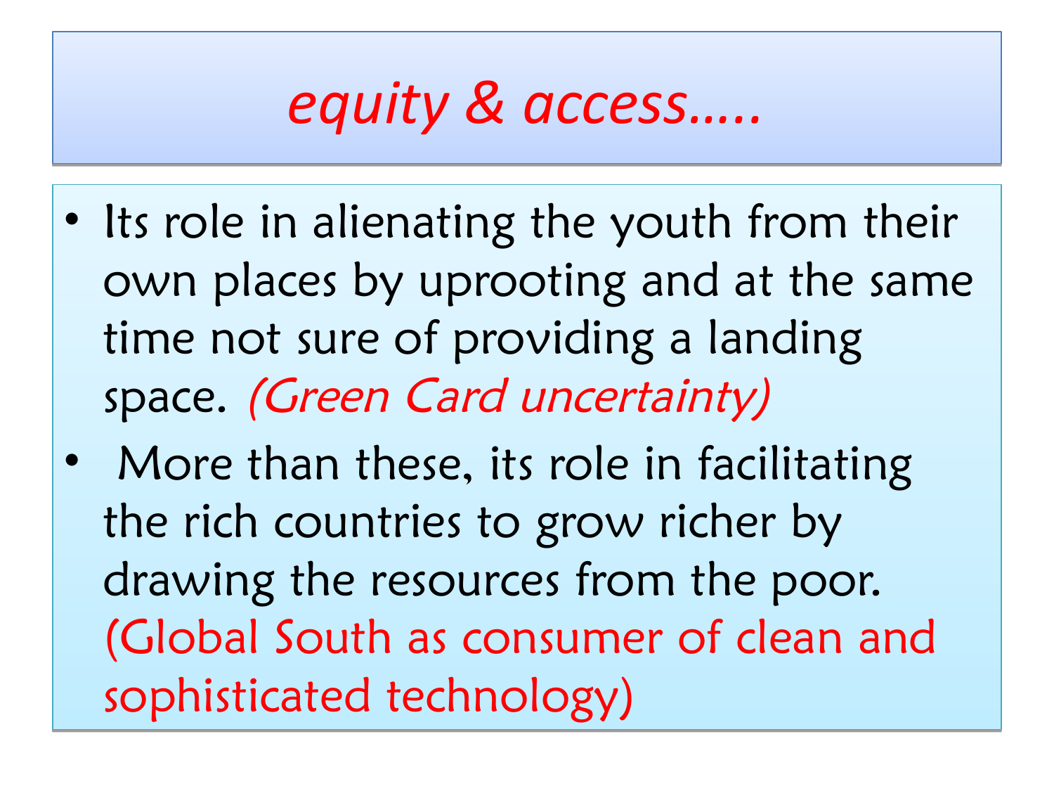# *equity & access…..*

- Its role in alienating the youth from their own places by uprooting and at the same time not sure of providing a landing space. *(Green Card uncertainty)*
- More than these, its role in facilitating the rich countries to grow richer by drawing the resources from the poor. (Global South as consumer of clean and sophisticated technology)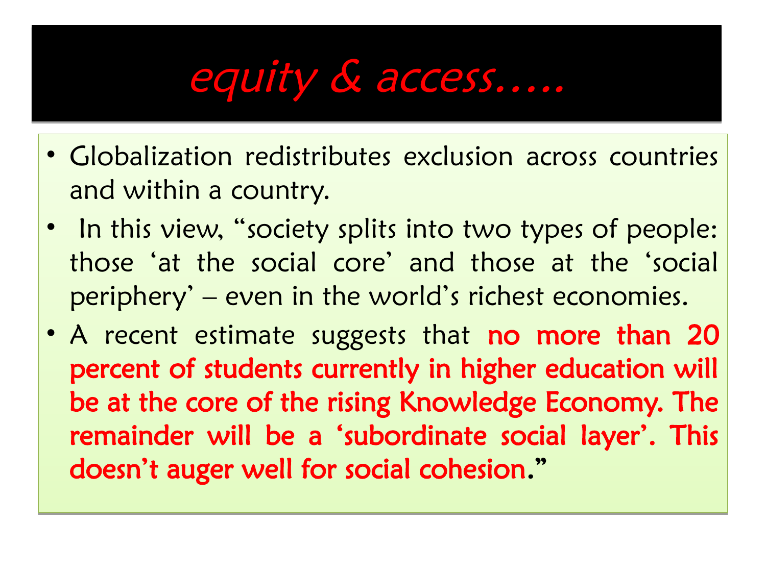# *equity & access.....*

- Globalization redistributes exclusion across countries and within a country.
- In this view, "society splits into two types of people: those 'at the social core' and those at the 'social periphery' – even in the world's richest economies.
- A recent estimate suggests that **no more than 20 percent of students currently in higher education will be at the core of the rising Knowledge Economy. The remainder will be a 'subordinate social layer'. This doesn't auger well for social cohesion**."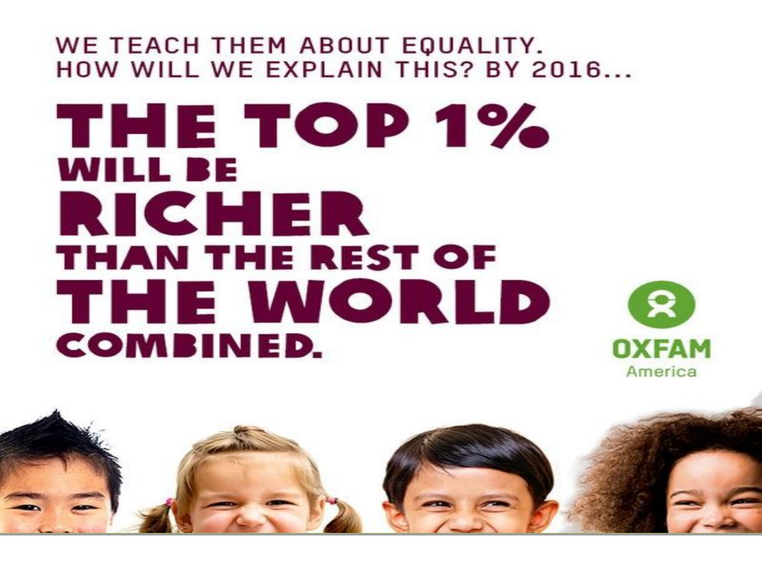WE TEACH THEM ABOUT EQUALITY.
HOW WILL WE EXPLAIN THIS? BY 2016...

# THE TOP 1% WILL BE RICHER THAN THE REST OF THE WORLD COMBINED.

OXFAM America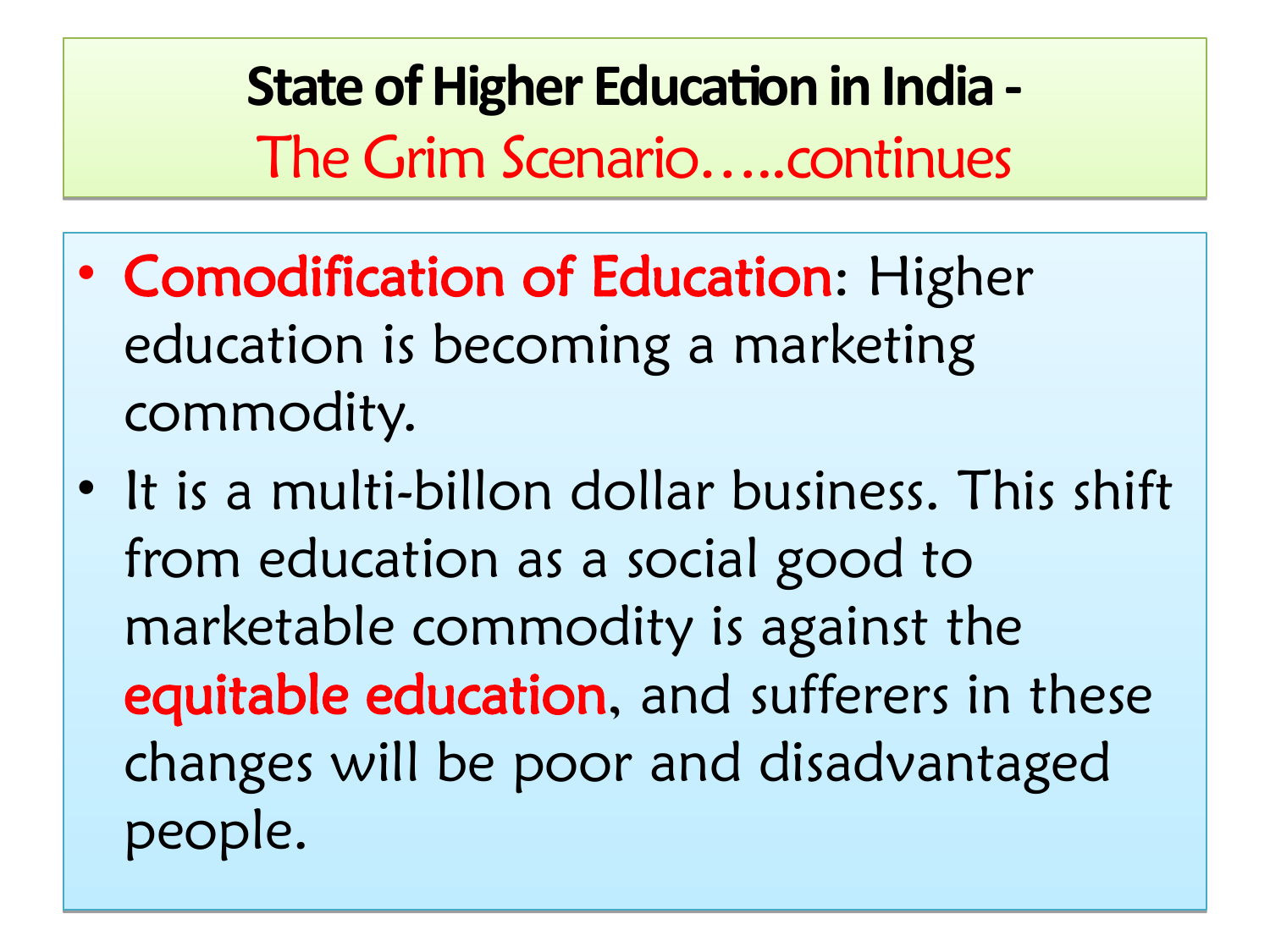# State of Higher Education in India - The Grim Scenario…..continues

- **Comodification of Education**: Higher education is becoming a marketing commodity.
- It is a multi-billon dollar business. This shift from education as a social good to marketable commodity is against the **equitable education**, and sufferers in these changes will be poor and disadvantaged people.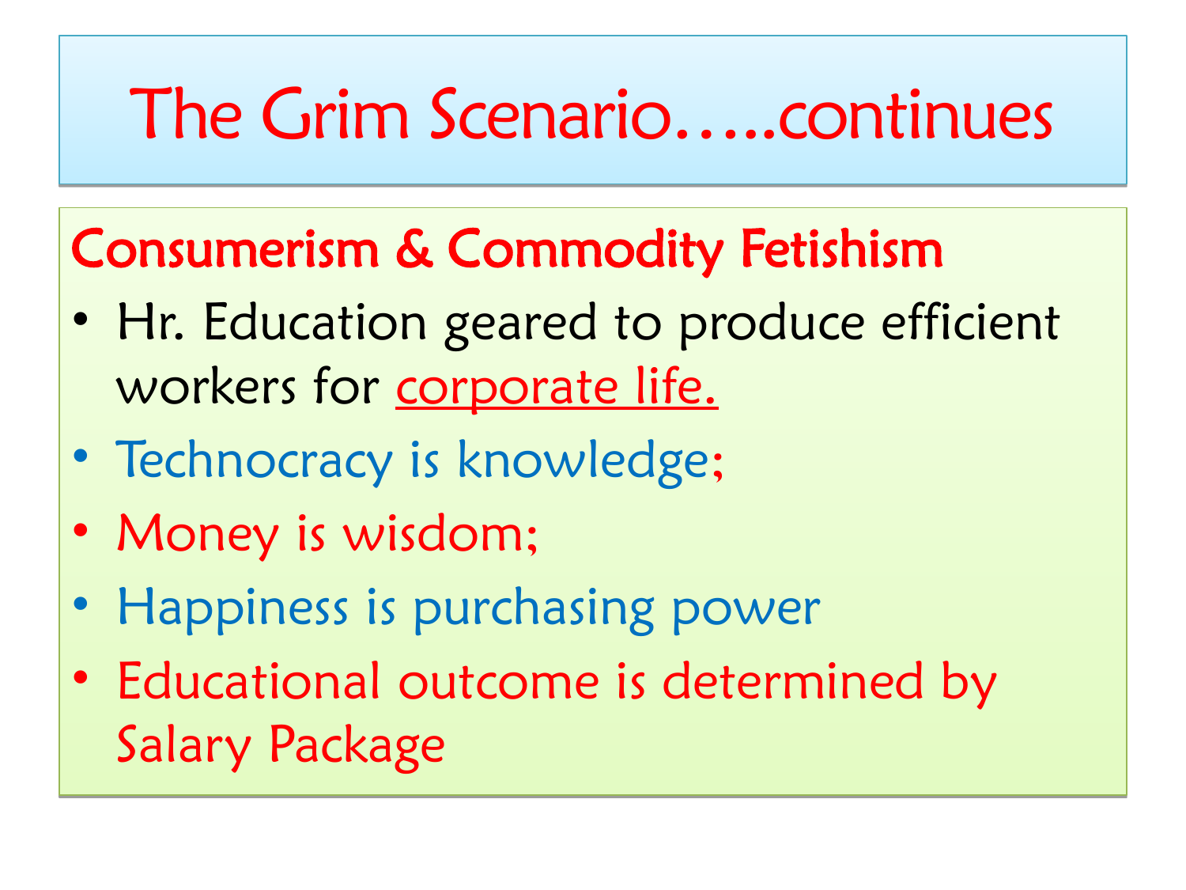# The Grim Scenario…..continues

## Consumerism & Commodity Fetishism

- Hr. Education geared to produce efficient workers for corporate life.
- Technocracy is knowledge;
- Money is wisdom;
- Happiness is purchasing power
- Educational outcome is determined by Salary Package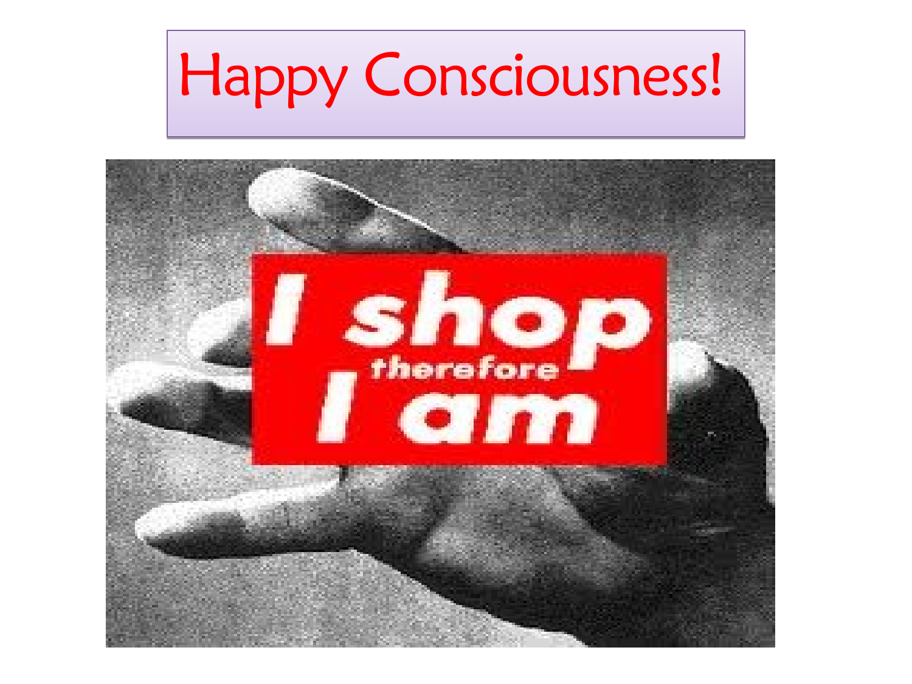# Happy Consciousness!

I shop therefore I am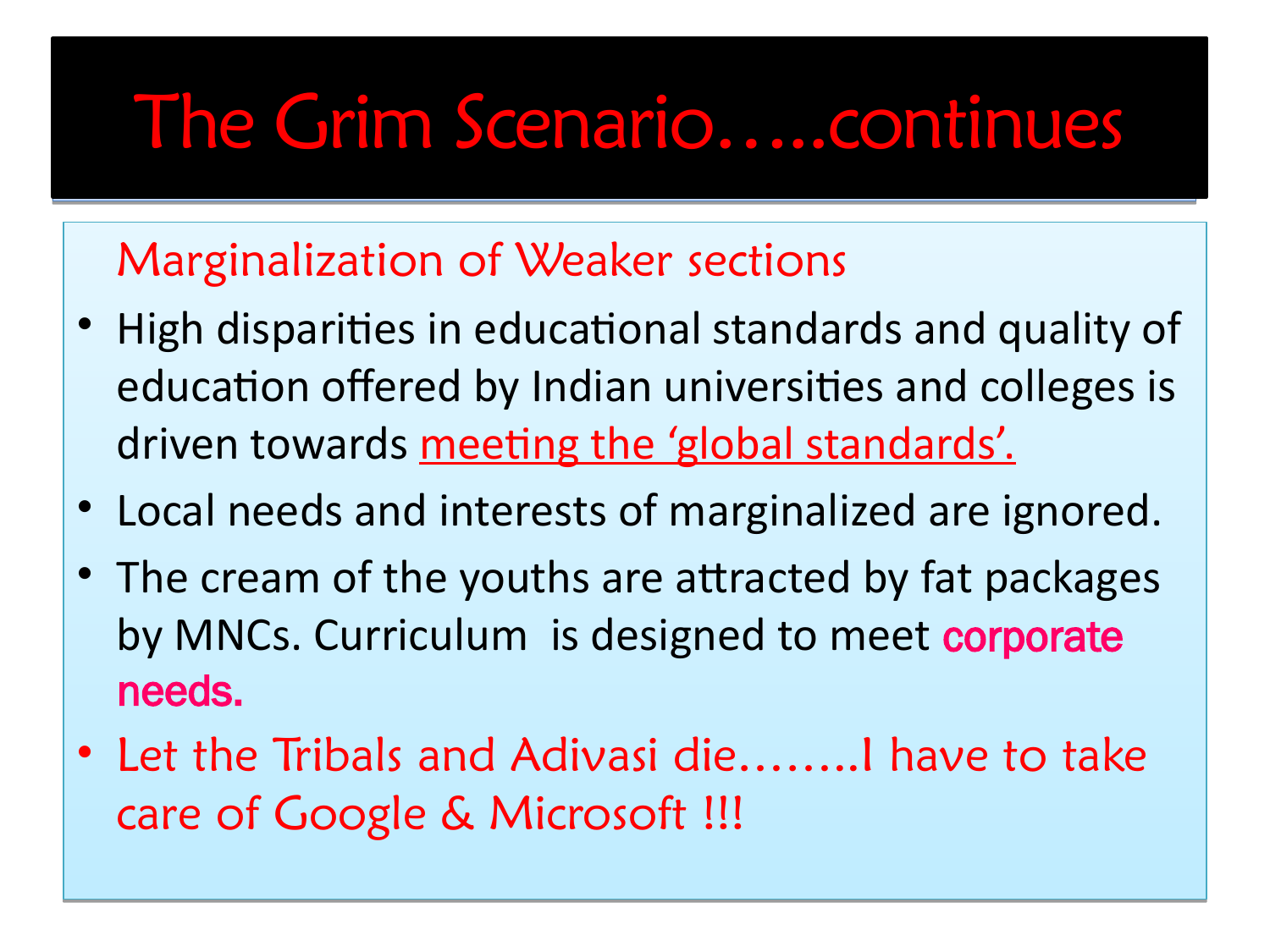# The Grim Scenario…..continues

## Marginalization of Weaker sections

- High disparities in educational standards and quality of education offered by Indian universities and colleges is driven towards meeting the 'global standards'.
- Local needs and interests of marginalized are ignored.
- The cream of the youths are attracted by fat packages by MNCs. Curriculum is designed to meet corporate needs.
- Let the Tribals and Adivasi die……..I have to take care of Google & Microsoft !!!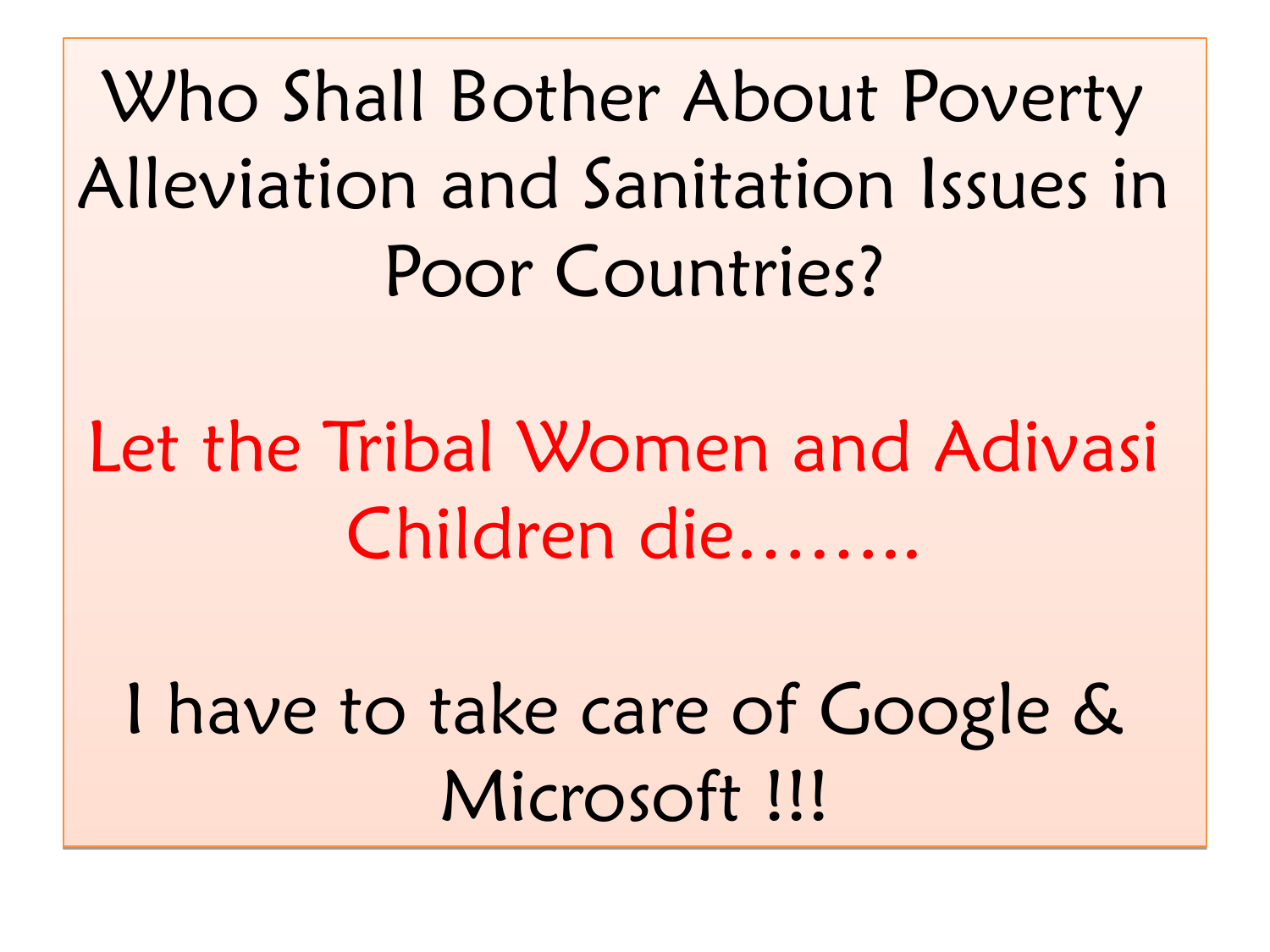Who Shall Bother About Poverty Alleviation and Sanitation Issues in Poor Countries?

Let the Tribal Women and Adivasi Children die……..

I have to take care of Google & Microsoft !!!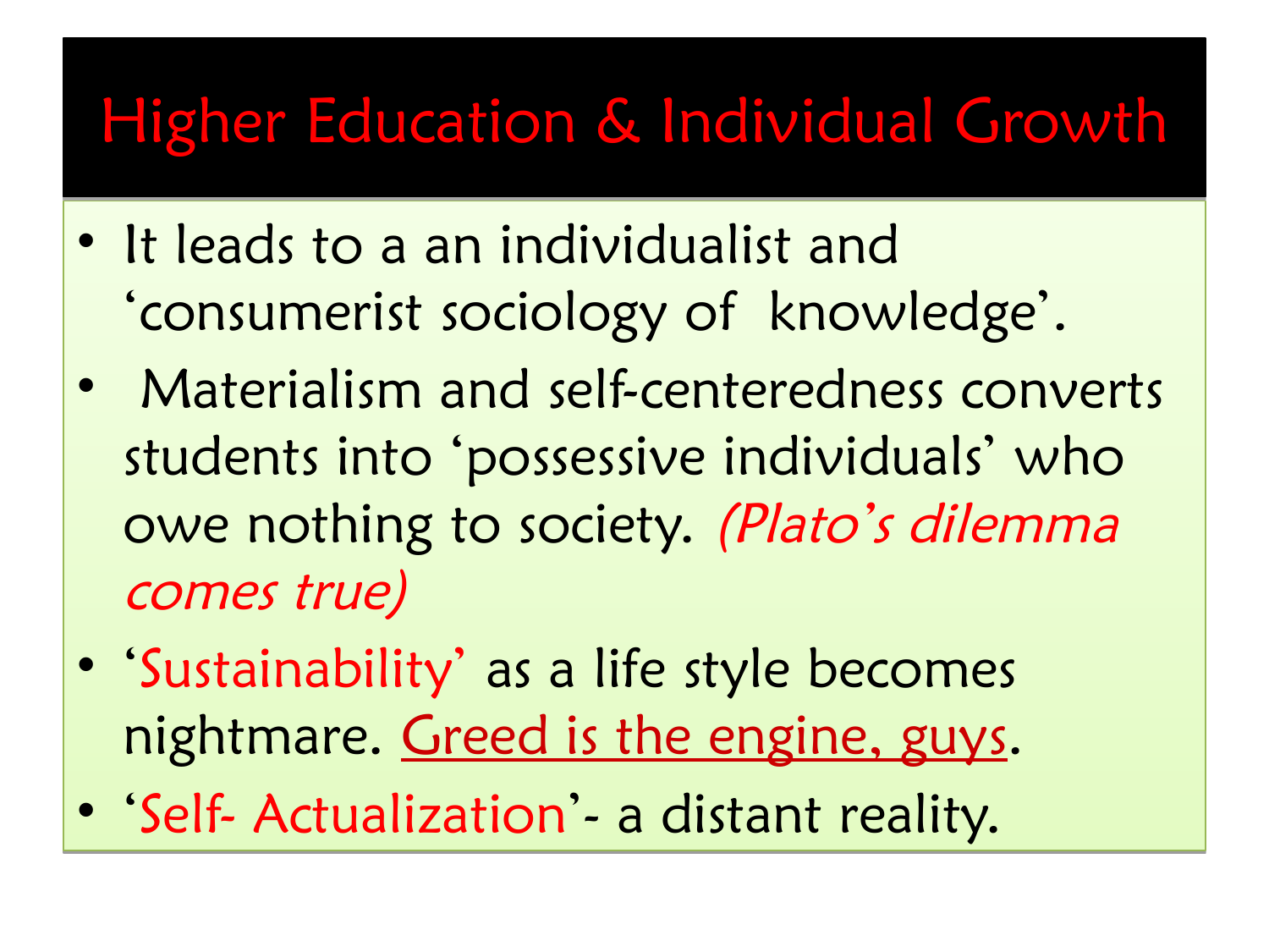# Higher Education & Individual Growth

- It leads to a an individualist and 'consumerist sociology of knowledge'.
- Materialism and self-centeredness converts students into 'possessive individuals' who owe nothing to society. *(Plato's dilemma comes true)*
- 'Sustainability' as a life style becomes nightmare. <u>Greed is the engine, guys</u>.
- 'Self- Actualization'- a distant reality.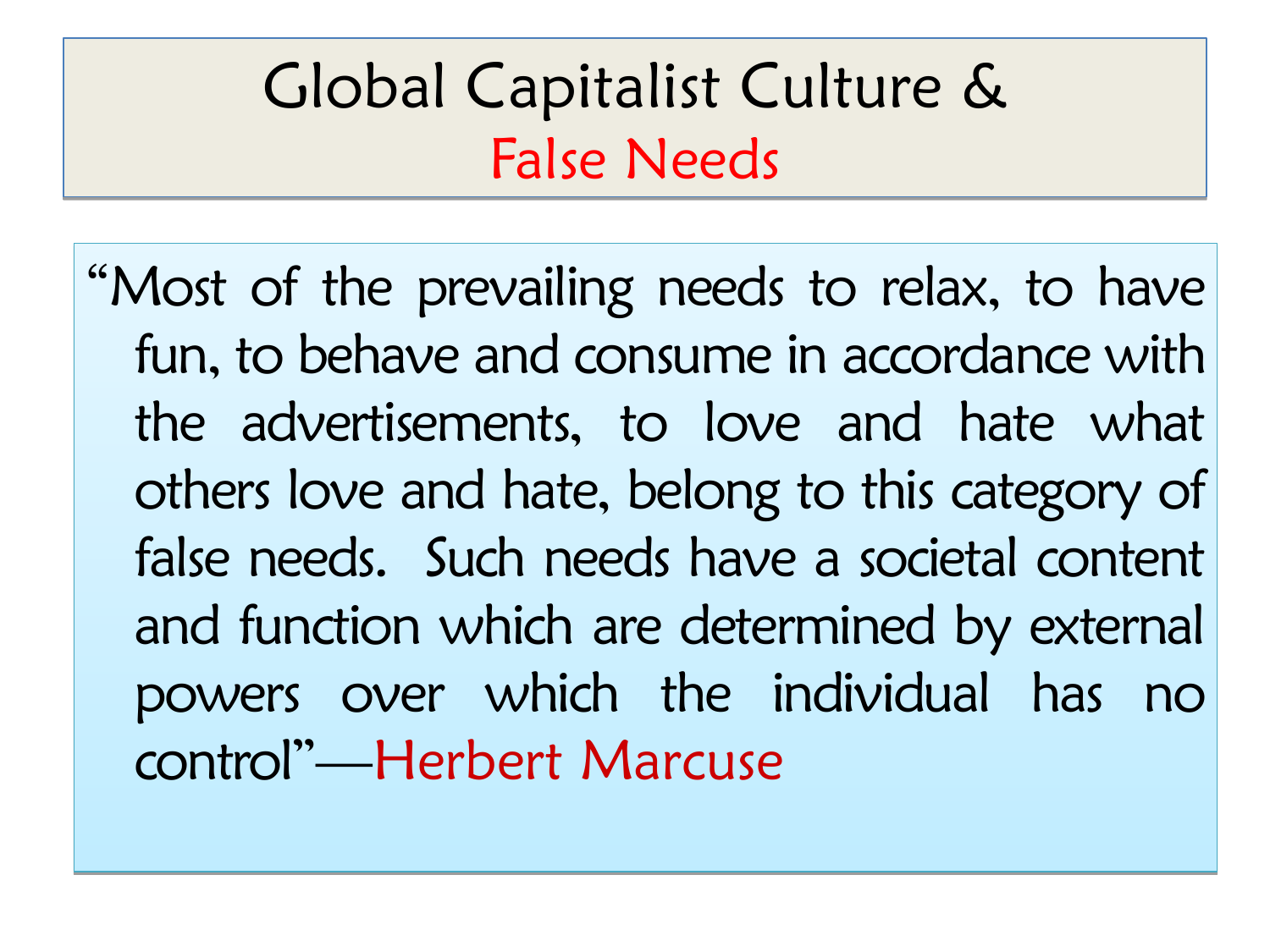# Global Capitalist Culture & False Needs

"Most of the prevailing needs to relax, to have fun, to behave and consume in accordance with the advertisements, to love and hate what others love and hate, belong to this category of false needs. Such needs have a societal content and function which are determined by external powers over which the individual has no control"—Herbert Marcuse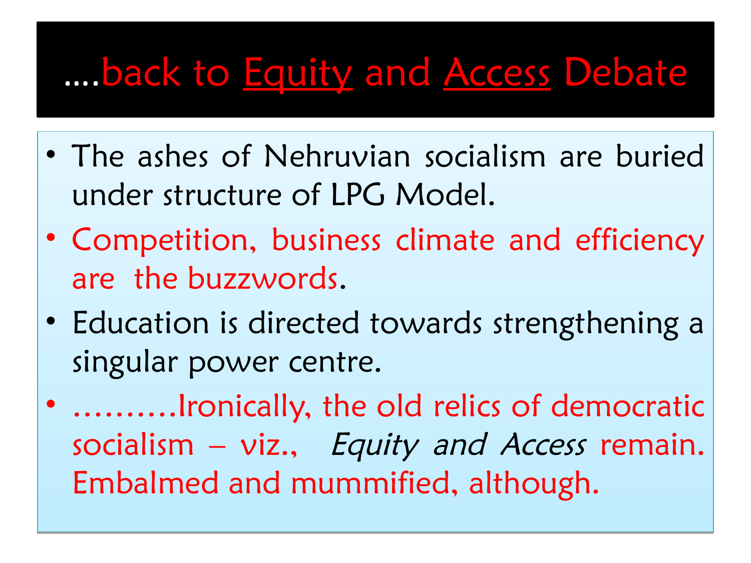# ....back to Equity and Access Debate

- The ashes of Nehruvian socialism are buried under structure of LPG Model.
- Competition, business climate and efficiency are the buzzwords.
- Education is directed towards strengthening a singular power centre.
- ……….Ironically, the old relics of democratic socialism – viz., *Equity and Access* remain. Embalmed and mummified, although.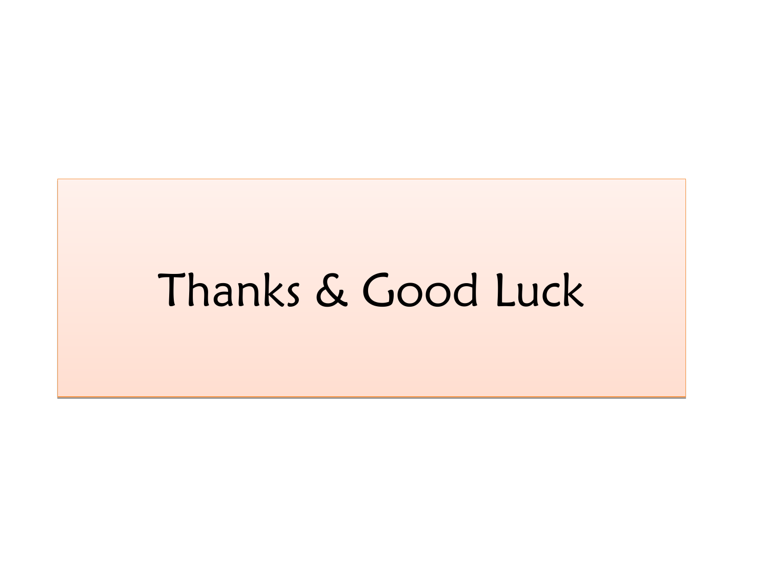Thanks & Good Luck